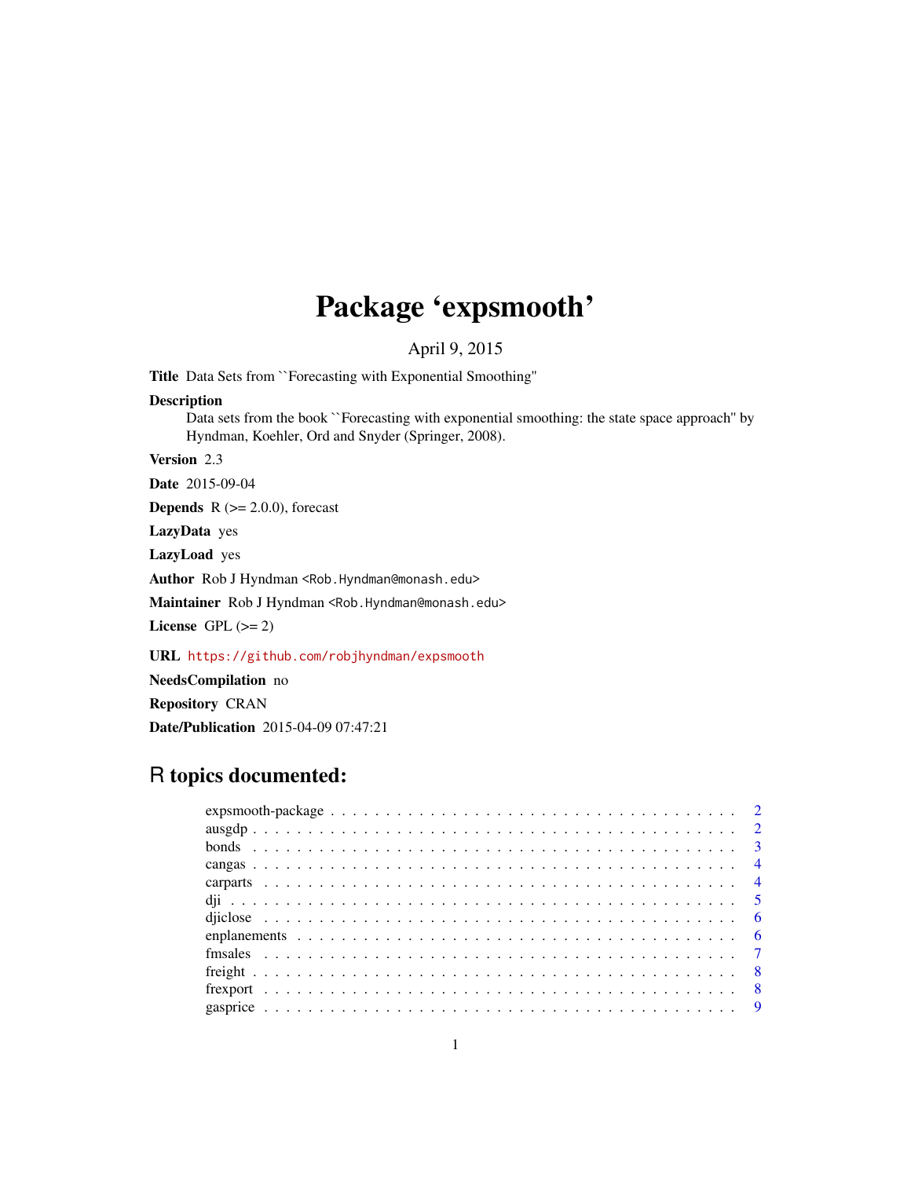# Package 'expsmooth'

April 9, 2015

**Title** Data Sets from ``Forecasting with Exponential Smoothing''

**Description**
Data sets from the book ``Forecasting with exponential smoothing: the state space approach'' by Hyndman, Koehler, Ord and Snyder (Springer, 2008).

**Version** 2.3

**Date** 2015-09-04

**Depends** R (>= 2.0.0), forecast

**LazyData** yes

**LazyLoad** yes

**Author** Rob J Hyndman <Rob.Hyndman@monash.edu>

**Maintainer** Rob J Hyndman <Rob.Hyndman@monash.edu>

**License** GPL (>= 2)

**URL** https://github.com/robjhyndman/expsmooth

**NeedsCompilation** no

**Repository** CRAN

**Date/Publication** 2015-04-09 07:47:21

## R topics documented:

| | |
|---|---|
| expsmooth-package | 2 |
| ausgdp | 2 |
| bonds | 3 |
| cangas | 4 |
| carparts | 4 |
| dji | 5 |
| djiclose | 6 |
| enplanements | 6 |
| fmsales | 7 |
| freight | 8 |
| frexport | 8 |
| gasprice | 9 |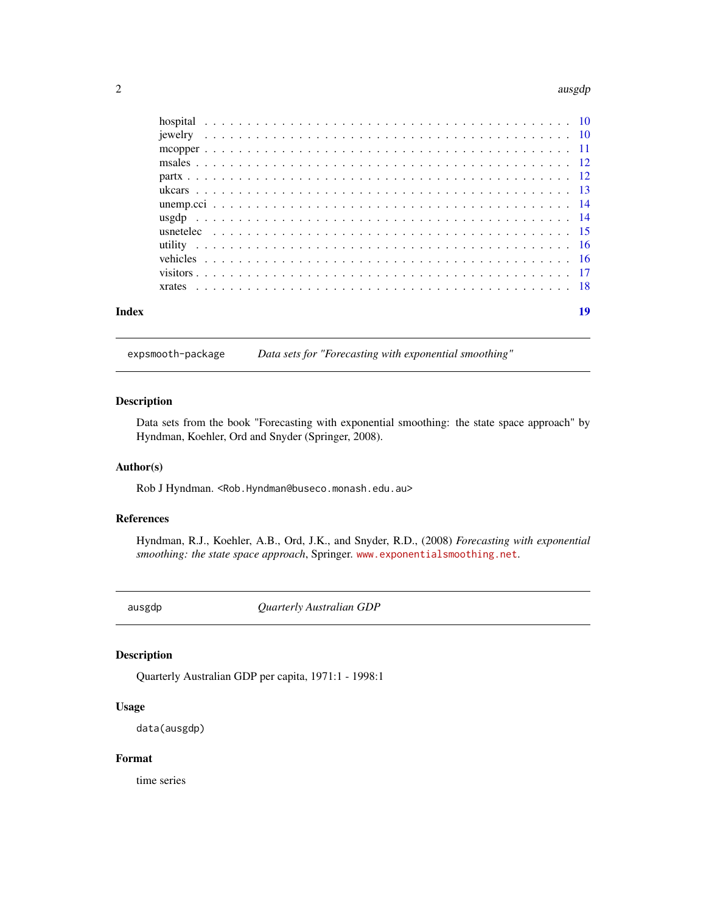hospital . . . . . . . . . . . . . . . . . . . . . . . . . . . . . . . . . . . . . . . 10
jewelry . . . . . . . . . . . . . . . . . . . . . . . . . . . . . . . . . . . . . . . 10
mcopper . . . . . . . . . . . . . . . . . . . . . . . . . . . . . . . . . . . . . . . 11
msales . . . . . . . . . . . . . . . . . . . . . . . . . . . . . . . . . . . . . . . 12
partx . . . . . . . . . . . . . . . . . . . . . . . . . . . . . . . . . . . . . . . 12
ukcars . . . . . . . . . . . . . . . . . . . . . . . . . . . . . . . . . . . . . . . 13
unemp.cci . . . . . . . . . . . . . . . . . . . . . . . . . . . . . . . . . . . . . . . 14
usgdp . . . . . . . . . . . . . . . . . . . . . . . . . . . . . . . . . . . . . . . 14
usnetelec . . . . . . . . . . . . . . . . . . . . . . . . . . . . . . . . . . . . . . . 15
utility . . . . . . . . . . . . . . . . . . . . . . . . . . . . . . . . . . . . . . . 16
vehicles . . . . . . . . . . . . . . . . . . . . . . . . . . . . . . . . . . . . . . . 16
visitors . . . . . . . . . . . . . . . . . . . . . . . . . . . . . . . . . . . . . . . 17
xrates . . . . . . . . . . . . . . . . . . . . . . . . . . . . . . . . . . . . . . . 18

**Index** **19**

---

`expsmooth-package` *Data sets for "Forecasting with exponential smoothing"*

---

### Description

Data sets from the book "Forecasting with exponential smoothing: the state space approach" by Hyndman, Koehler, Ord and Snyder (Springer, 2008).

### Author(s)

Rob J Hyndman. <Rob.Hyndman@buseco.monash.edu.au>

### References

Hyndman, R.J., Koehler, A.B., Ord, J.K., and Snyder, R.D., (2008) *Forecasting with exponential smoothing: the state space approach*, Springer. www.exponentialsmoothing.net.

---

`ausgdp` *Quarterly Australian GDP*

---

### Description

Quarterly Australian GDP per capita, 1971:1 - 1998:1

### Usage

```
data(ausgdp)
```

### Format

time series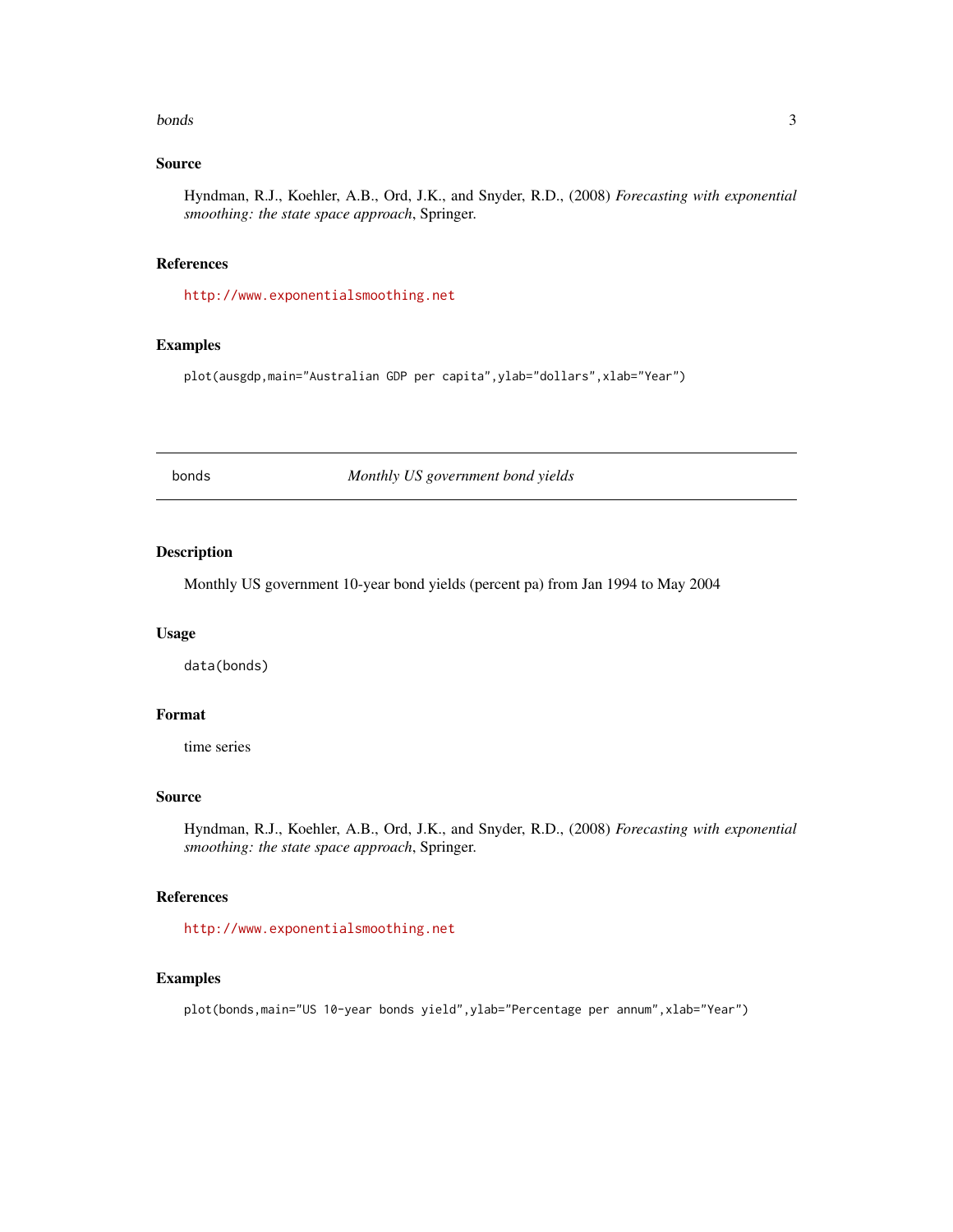### Source

Hyndman, R.J., Koehler, A.B., Ord, J.K., and Snyder, R.D., (2008) *Forecasting with exponential smoothing: the state space approach*, Springer.

### References

http://www.exponentialsmoothing.net

### Examples

```
plot(ausgdp,main="Australian GDP per capita",ylab="dollars",xlab="Year")
```

---

## bonds — *Monthly US government bond yields*

### Description

Monthly US government 10-year bond yields (percent pa) from Jan 1994 to May 2004

### Usage

```
data(bonds)
```

### Format

time series

### Source

Hyndman, R.J., Koehler, A.B., Ord, J.K., and Snyder, R.D., (2008) *Forecasting with exponential smoothing: the state space approach*, Springer.

### References

http://www.exponentialsmoothing.net

### Examples

```
plot(bonds,main="US 10-year bonds yield",ylab="Percentage per annum",xlab="Year")
```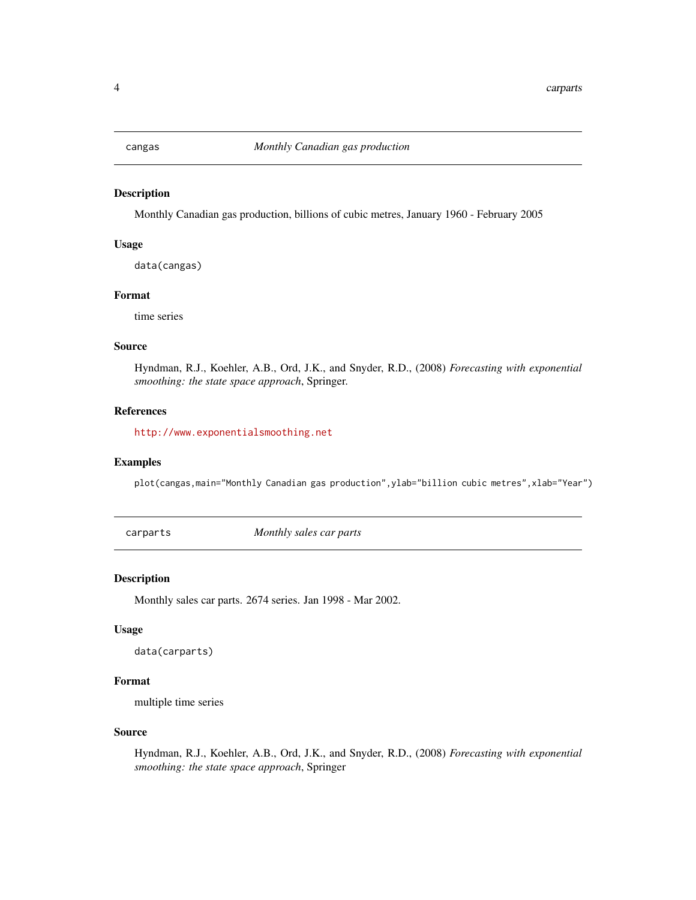## cangas — *Monthly Canadian gas production*

### Description

Monthly Canadian gas production, billions of cubic metres, January 1960 - February 2005

### Usage

```
data(cangas)
```

### Format

time series

### Source

Hyndman, R.J., Koehler, A.B., Ord, J.K., and Snyder, R.D., (2008) *Forecasting with exponential smoothing: the state space approach*, Springer.

### References

http://www.exponentialsmoothing.net

### Examples

```
plot(cangas,main="Monthly Canadian gas production",ylab="billion cubic metres",xlab="Year")
```

## carparts — *Monthly sales car parts*

### Description

Monthly sales car parts. 2674 series. Jan 1998 - Mar 2002.

### Usage

```
data(carparts)
```

### Format

multiple time series

### Source

Hyndman, R.J., Koehler, A.B., Ord, J.K., and Snyder, R.D., (2008) *Forecasting with exponential smoothing: the state space approach*, Springer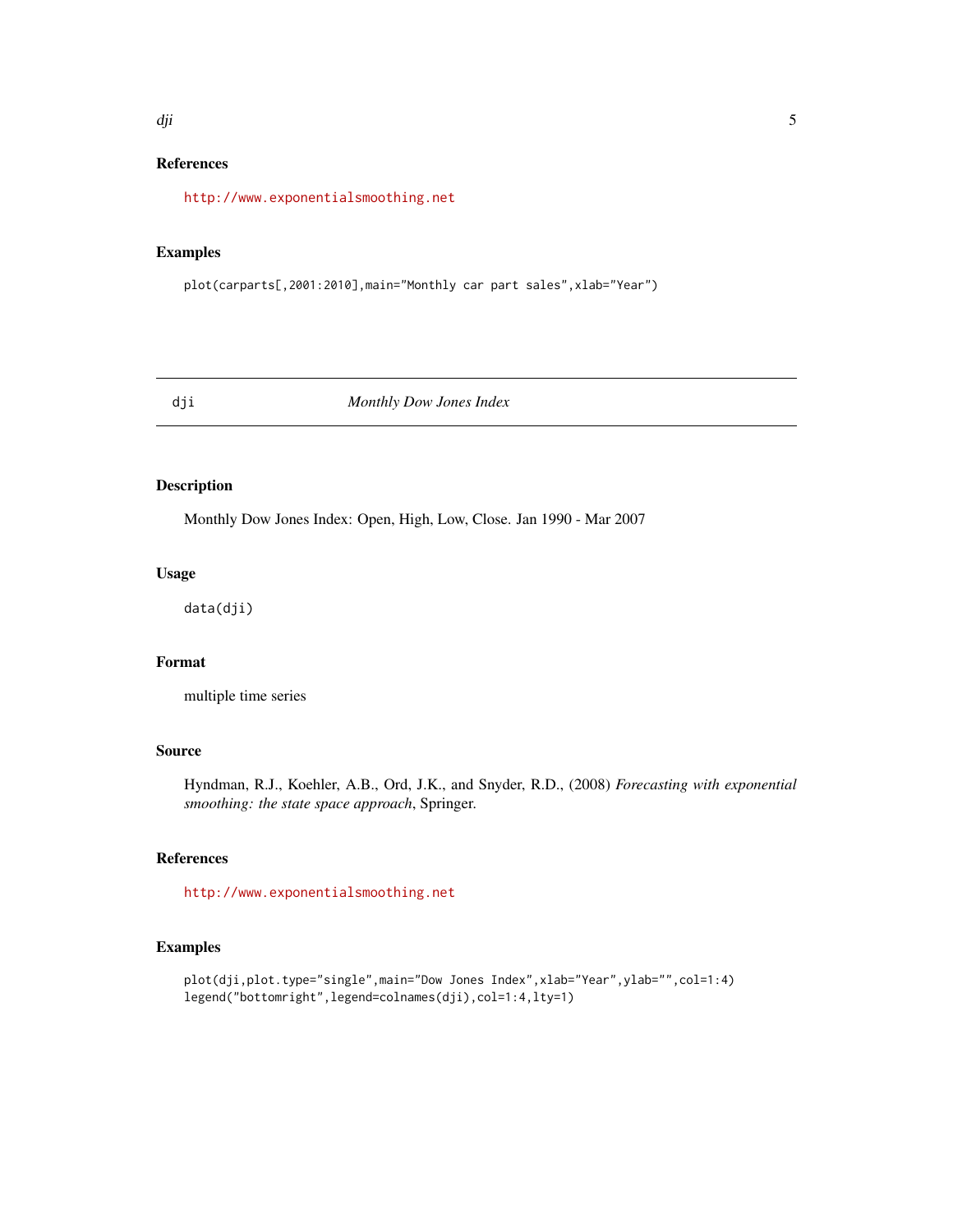## References

http://www.exponentialsmoothing.net

## Examples

```
plot(carparts[,2001:2010],main="Monthly car part sales",xlab="Year")
```

---

# dji *Monthly Dow Jones Index*

---

## Description

Monthly Dow Jones Index: Open, High, Low, Close. Jan 1990 - Mar 2007

## Usage

```
data(dji)
```

## Format

multiple time series

## Source

Hyndman, R.J., Koehler, A.B., Ord, J.K., and Snyder, R.D., (2008) *Forecasting with exponential smoothing: the state space approach*, Springer.

## References

http://www.exponentialsmoothing.net

## Examples

```
plot(dji,plot.type="single",main="Dow Jones Index",xlab="Year",ylab="",col=1:4)
legend("bottomright",legend=colnames(dji),col=1:4,lty=1)
```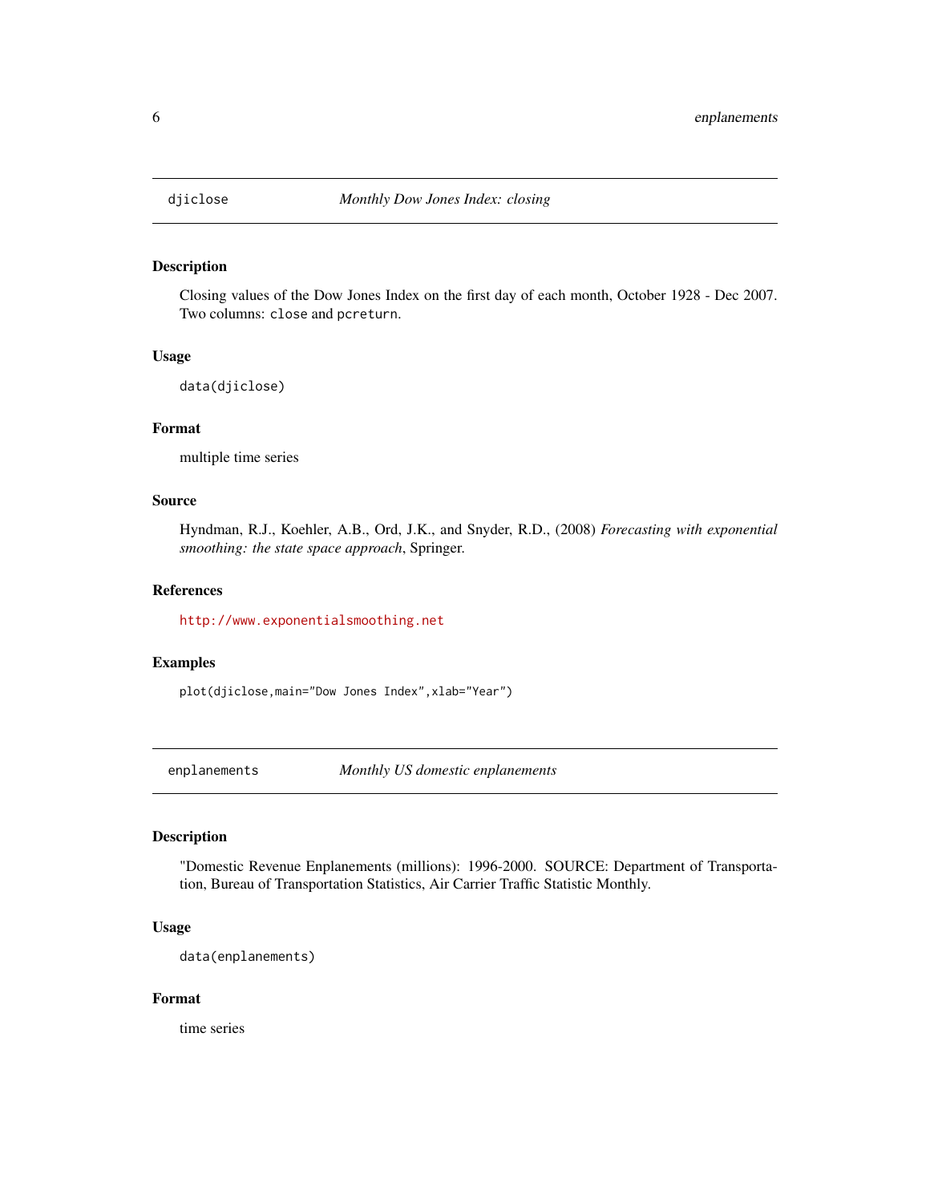## djiclose *Monthly Dow Jones Index: closing*

### Description

Closing values of the Dow Jones Index on the first day of each month, October 1928 - Dec 2007. Two columns: `close` and `pcreturn`.

### Usage

```
data(djiclose)
```

### Format

multiple time series

### Source

Hyndman, R.J., Koehler, A.B., Ord, J.K., and Snyder, R.D., (2008) *Forecasting with exponential smoothing: the state space approach*, Springer.

### References

http://www.exponentialsmoothing.net

### Examples

```
plot(djiclose,main="Dow Jones Index",xlab="Year")
```

## enplanements *Monthly US domestic enplanements*

### Description

"Domestic Revenue Enplanements (millions): 1996-2000. SOURCE: Department of Transportation, Bureau of Transportation Statistics, Air Carrier Traffic Statistic Monthly.

### Usage

```
data(enplanements)
```

### Format

time series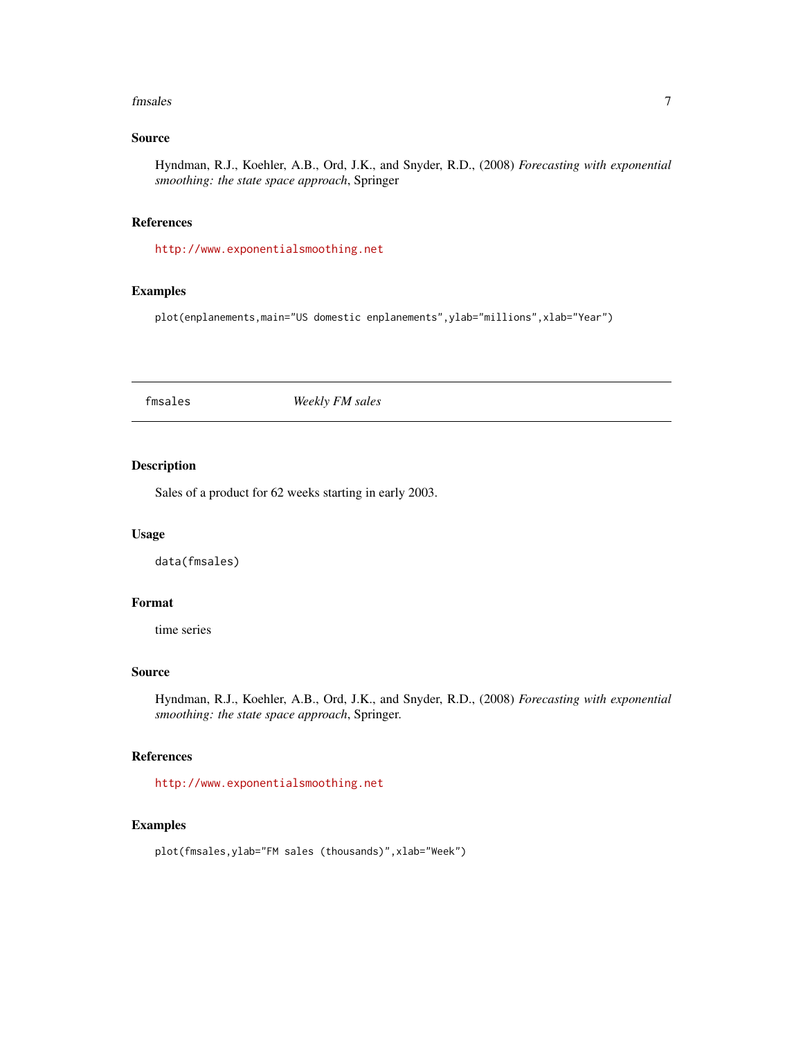## Source

Hyndman, R.J., Koehler, A.B., Ord, J.K., and Snyder, R.D., (2008) *Forecasting with exponential smoothing: the state space approach*, Springer

## References

http://www.exponentialsmoothing.net

## Examples

```
plot(enplanements,main="US domestic enplanements",ylab="millions",xlab="Year")
```

---

# fmsales *Weekly FM sales*

---

## Description

Sales of a product for 62 weeks starting in early 2003.

## Usage

```
data(fmsales)
```

## Format

time series

## Source

Hyndman, R.J., Koehler, A.B., Ord, J.K., and Snyder, R.D., (2008) *Forecasting with exponential smoothing: the state space approach*, Springer.

## References

http://www.exponentialsmoothing.net

## Examples

```
plot(fmsales,ylab="FM sales (thousands)",xlab="Week")
```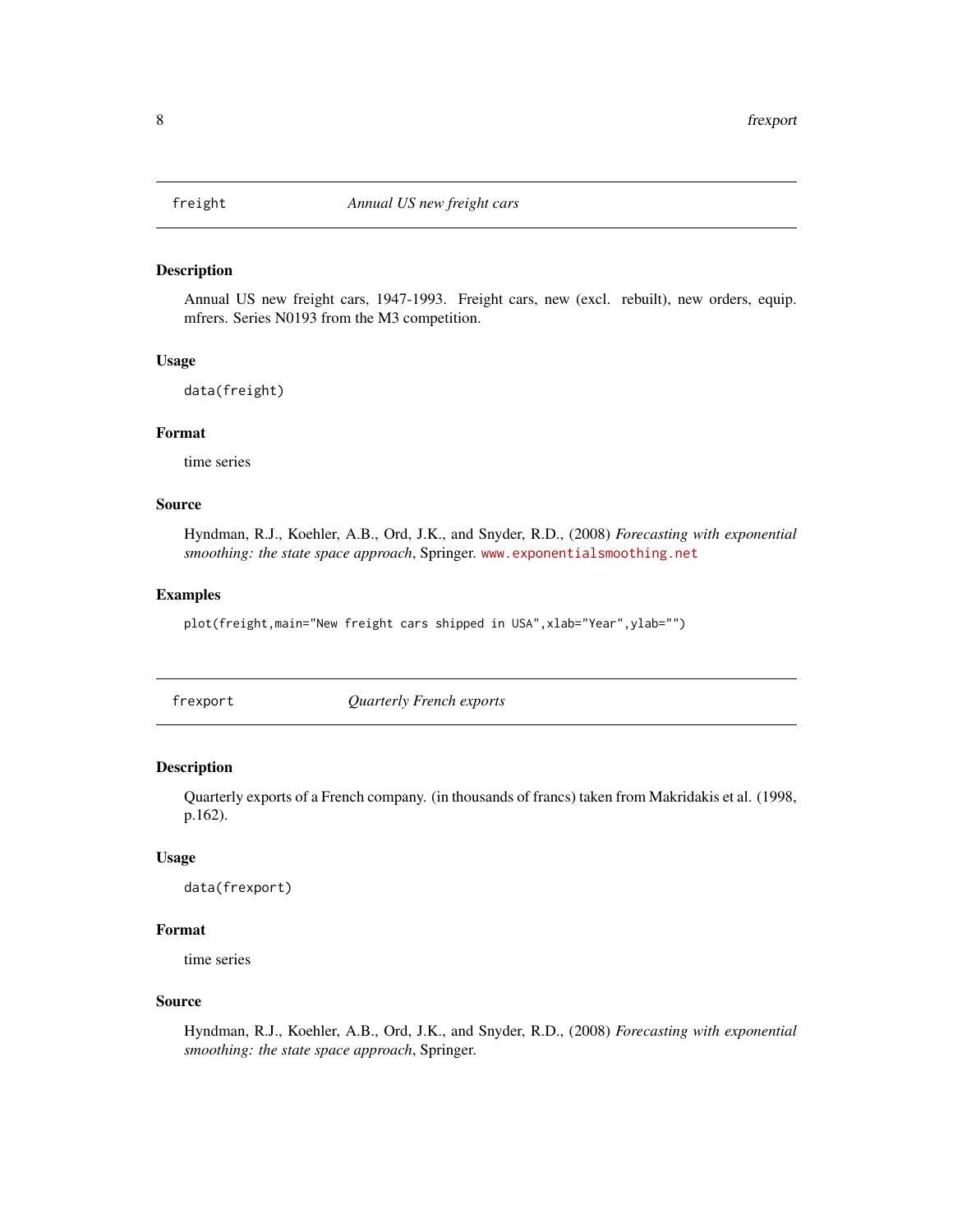## freight *Annual US new freight cars*

### Description

Annual US new freight cars, 1947-1993. Freight cars, new (excl. rebuilt), new orders, equip. mfrers. Series N0193 from the M3 competition.

### Usage

```
data(freight)
```

### Format

time series

### Source

Hyndman, R.J., Koehler, A.B., Ord, J.K., and Snyder, R.D., (2008) *Forecasting with exponential smoothing: the state space approach*, Springer. www.exponentialsmoothing.net

### Examples

```
plot(freight,main="New freight cars shipped in USA",xlab="Year",ylab="")
```

## frexport *Quarterly French exports*

### Description

Quarterly exports of a French company. (in thousands of francs) taken from Makridakis et al. (1998, p.162).

### Usage

```
data(frexport)
```

### Format

time series

### Source

Hyndman, R.J., Koehler, A.B., Ord, J.K., and Snyder, R.D., (2008) *Forecasting with exponential smoothing: the state space approach*, Springer.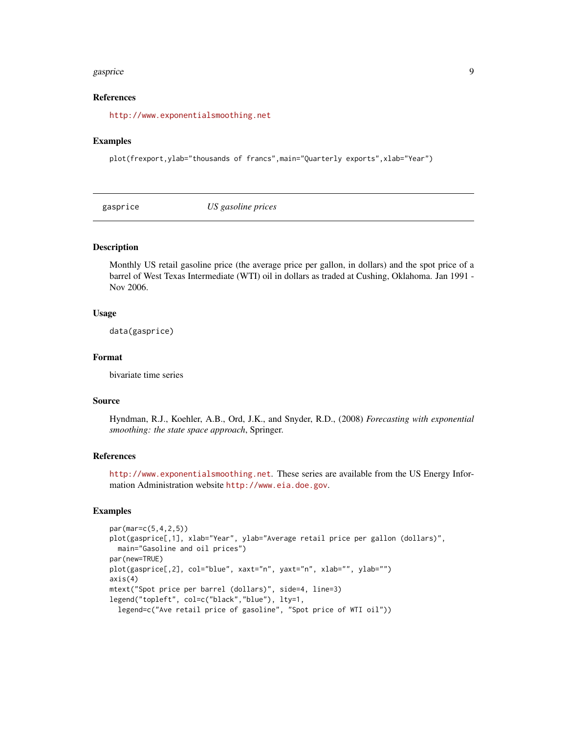### References

http://www.exponentialsmoothing.net

### Examples

```
plot(frexport,ylab="thousands of francs",main="Quarterly exports",xlab="Year")
```

---

## gasprice *US gasoline prices*

---

### Description

Monthly US retail gasoline price (the average price per gallon, in dollars) and the spot price of a barrel of West Texas Intermediate (WTI) oil in dollars as traded at Cushing, Oklahoma. Jan 1991 - Nov 2006.

### Usage

```
data(gasprice)
```

### Format

bivariate time series

### Source

Hyndman, R.J., Koehler, A.B., Ord, J.K., and Snyder, R.D., (2008) *Forecasting with exponential smoothing: the state space approach*, Springer.

### References

http://www.exponentialsmoothing.net. These series are available from the US Energy Information Administration website http://www.eia.doe.gov.

### Examples

```
par(mar=c(5,4,2,5))
plot(gasprice[,1], xlab="Year", ylab="Average retail price per gallon (dollars)",
  main="Gasoline and oil prices")
par(new=TRUE)
plot(gasprice[,2], col="blue", xaxt="n", yaxt="n", xlab="", ylab="")
axis(4)
mtext("Spot price per barrel (dollars)", side=4, line=3)
legend("topleft", col=c("black","blue"), lty=1,
  legend=c("Ave retail price of gasoline", "Spot price of WTI oil"))
```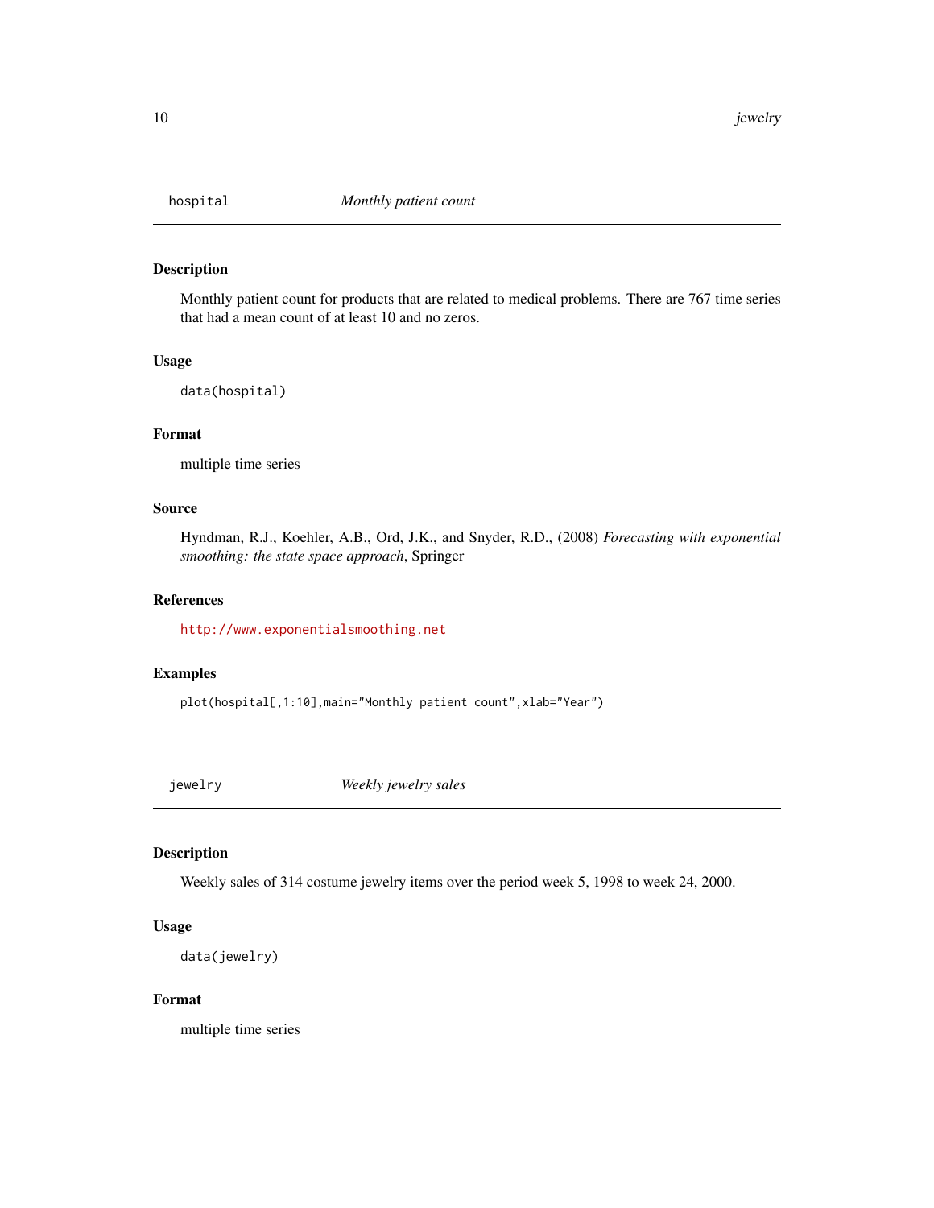## hospital *Monthly patient count*

### Description

Monthly patient count for products that are related to medical problems. There are 767 time series that had a mean count of at least 10 and no zeros.

### Usage

```
data(hospital)
```

### Format

multiple time series

### Source

Hyndman, R.J., Koehler, A.B., Ord, J.K., and Snyder, R.D., (2008) *Forecasting with exponential smoothing: the state space approach*, Springer

### References

http://www.exponentialsmoothing.net

### Examples

```
plot(hospital[,1:10],main="Monthly patient count",xlab="Year")
```

## jewelry *Weekly jewelry sales*

### Description

Weekly sales of 314 costume jewelry items over the period week 5, 1998 to week 24, 2000.

### Usage

```
data(jewelry)
```

### Format

multiple time series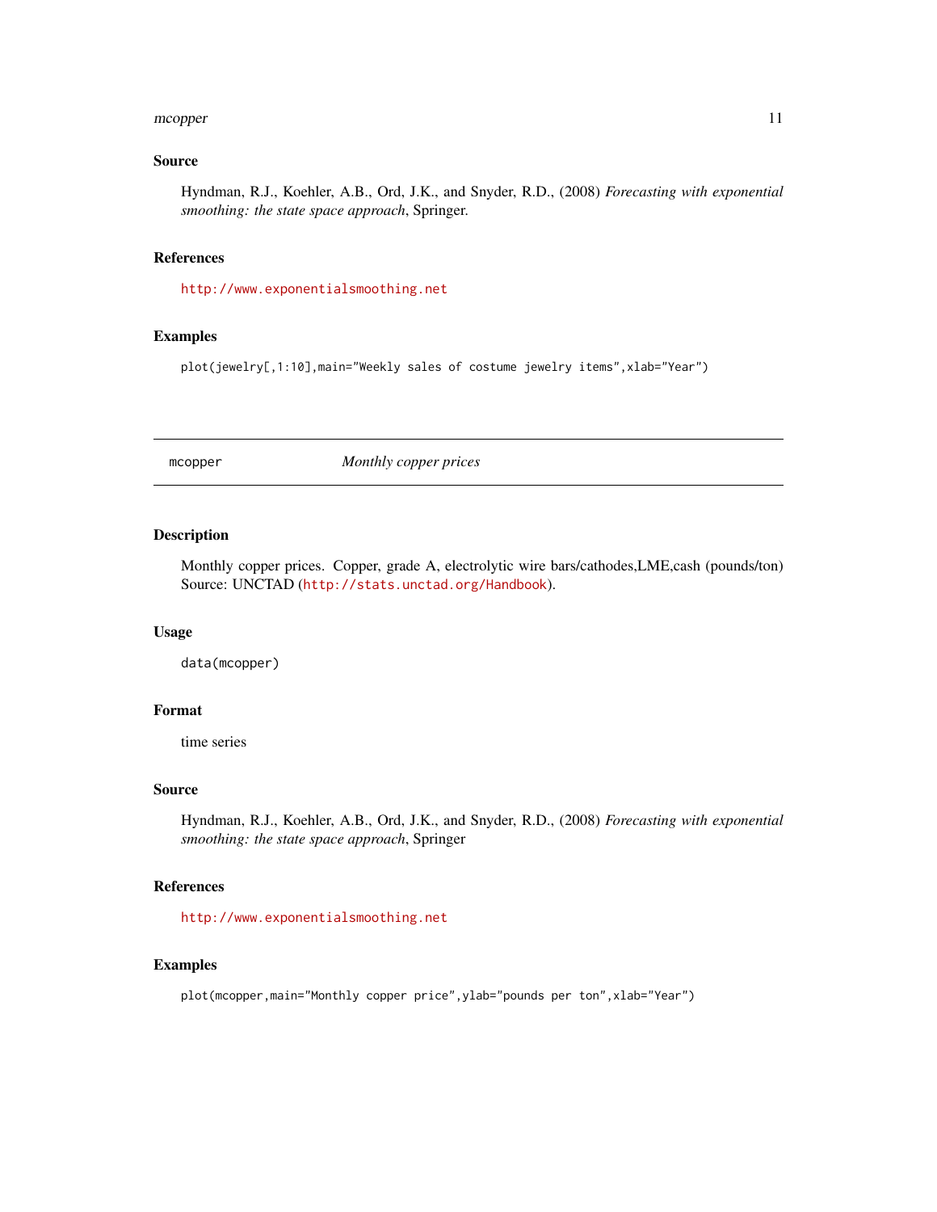### Source

Hyndman, R.J., Koehler, A.B., Ord, J.K., and Snyder, R.D., (2008) *Forecasting with exponential smoothing: the state space approach*, Springer.

### References

http://www.exponentialsmoothing.net

### Examples

```
plot(jewelry[,1:10],main="Weekly sales of costume jewelry items",xlab="Year")
```

---

## mcopper — *Monthly copper prices*

### Description

Monthly copper prices. Copper, grade A, electrolytic wire bars/cathodes,LME,cash (pounds/ton) Source: UNCTAD (http://stats.unctad.org/Handbook).

### Usage

```
data(mcopper)
```

### Format

time series

### Source

Hyndman, R.J., Koehler, A.B., Ord, J.K., and Snyder, R.D., (2008) *Forecasting with exponential smoothing: the state space approach*, Springer

### References

http://www.exponentialsmoothing.net

### Examples

```
plot(mcopper,main="Monthly copper price",ylab="pounds per ton",xlab="Year")
```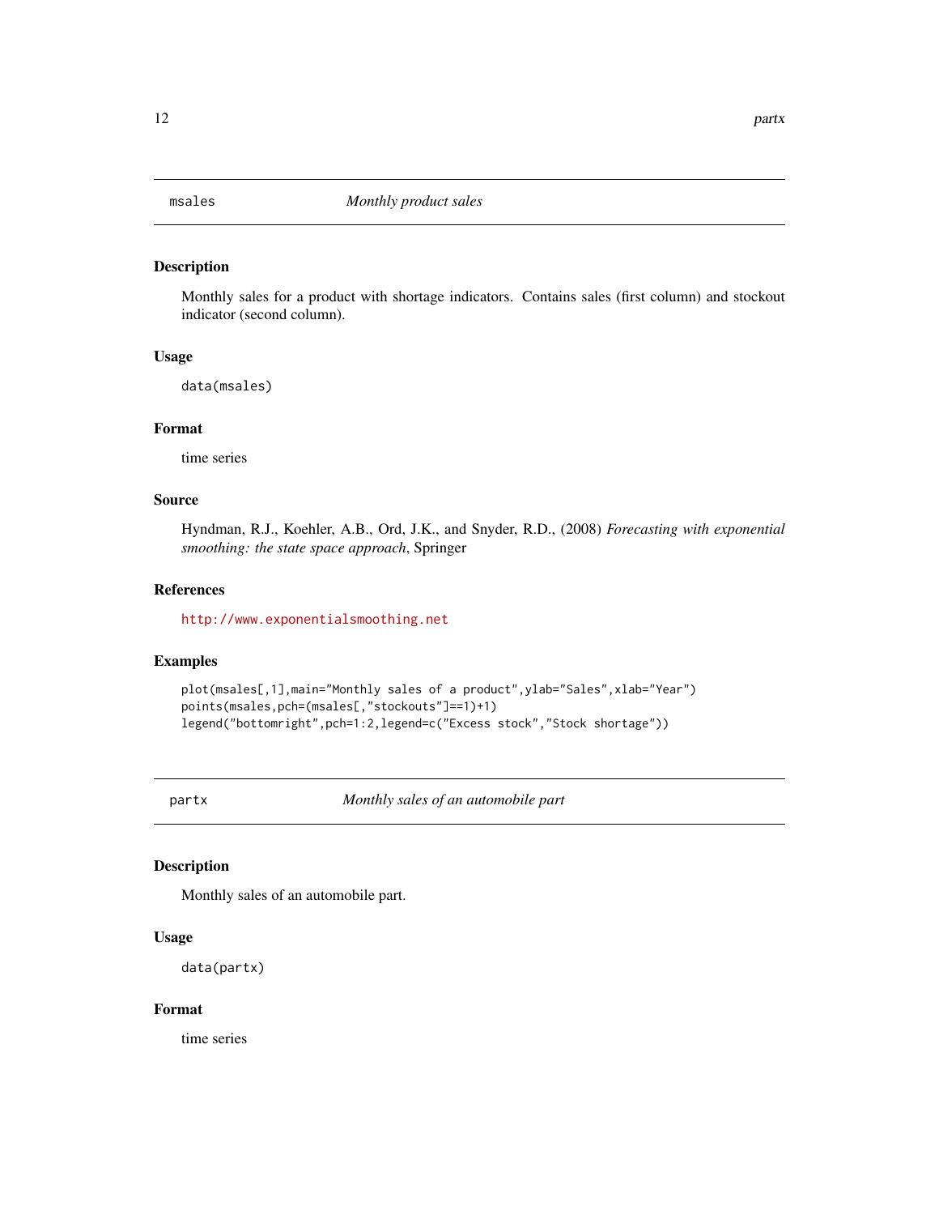## msales *Monthly product sales*

### Description

Monthly sales for a product with shortage indicators. Contains sales (first column) and stockout indicator (second column).

### Usage

```
data(msales)
```

### Format

time series

### Source

Hyndman, R.J., Koehler, A.B., Ord, J.K., and Snyder, R.D., (2008) *Forecasting with exponential smoothing: the state space approach*, Springer

### References

http://www.exponentialsmoothing.net

### Examples

```
plot(msales[,1],main="Monthly sales of a product",ylab="Sales",xlab="Year")
points(msales,pch=(msales[,"stockouts"]==1)+1)
legend("bottomright",pch=1:2,legend=c("Excess stock","Stock shortage"))
```

## partx *Monthly sales of an automobile part*

### Description

Monthly sales of an automobile part.

### Usage

```
data(partx)
```

### Format

time series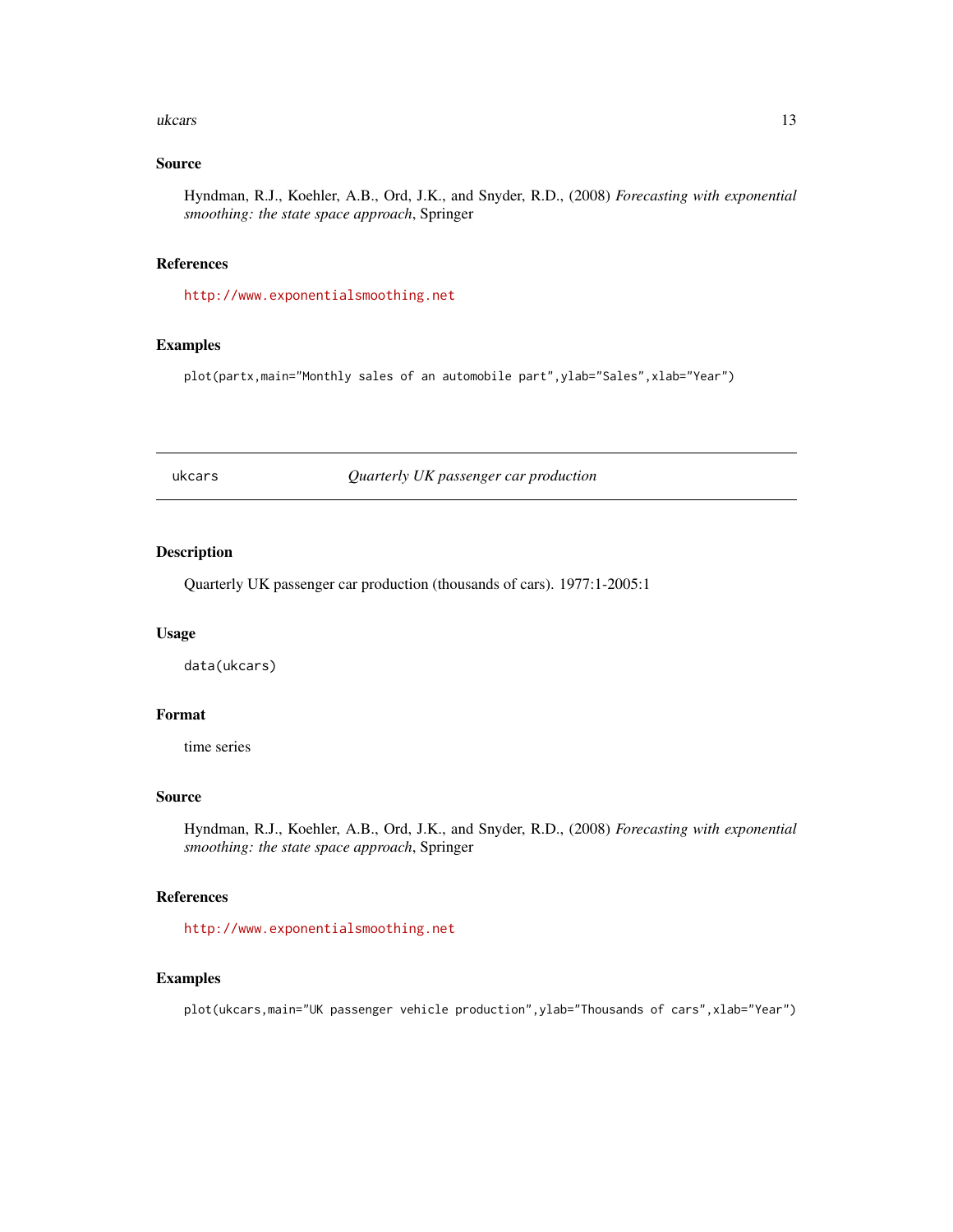### Source

Hyndman, R.J., Koehler, A.B., Ord, J.K., and Snyder, R.D., (2008) *Forecasting with exponential smoothing: the state space approach*, Springer

### References

http://www.exponentialsmoothing.net

### Examples

```
plot(partx,main="Monthly sales of an automobile part",ylab="Sales",xlab="Year")
```

---

## ukcars — *Quarterly UK passenger car production*

---

### Description

Quarterly UK passenger car production (thousands of cars). 1977:1-2005:1

### Usage

```
data(ukcars)
```

### Format

time series

### Source

Hyndman, R.J., Koehler, A.B., Ord, J.K., and Snyder, R.D., (2008) *Forecasting with exponential smoothing: the state space approach*, Springer

### References

http://www.exponentialsmoothing.net

### Examples

```
plot(ukcars,main="UK passenger vehicle production",ylab="Thousands of cars",xlab="Year")
```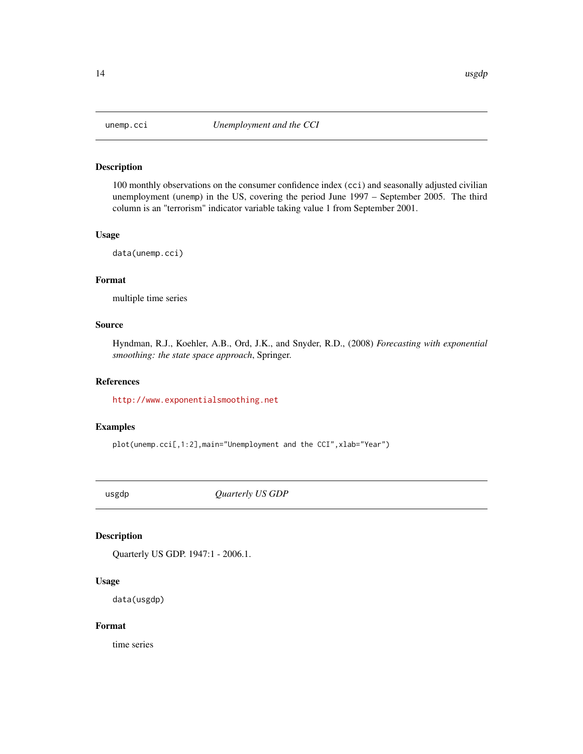## unemp.cci *Unemployment and the CCI*

### Description

100 monthly observations on the consumer confidence index (`cci`) and seasonally adjusted civilian unemployment (`unemp`) in the US, covering the period June 1997 – September 2005. The third column is an "terrorism" indicator variable taking value 1 from September 2001.

### Usage

```
data(unemp.cci)
```

### Format

multiple time series

### Source

Hyndman, R.J., Koehler, A.B., Ord, J.K., and Snyder, R.D., (2008) *Forecasting with exponential smoothing: the state space approach*, Springer.

### References

http://www.exponentialsmoothing.net

### Examples

```
plot(unemp.cci[,1:2],main="Unemployment and the CCI",xlab="Year")
```

## usgdp *Quarterly US GDP*

### Description

Quarterly US GDP. 1947:1 - 2006.1.

### Usage

```
data(usgdp)
```

### Format

time series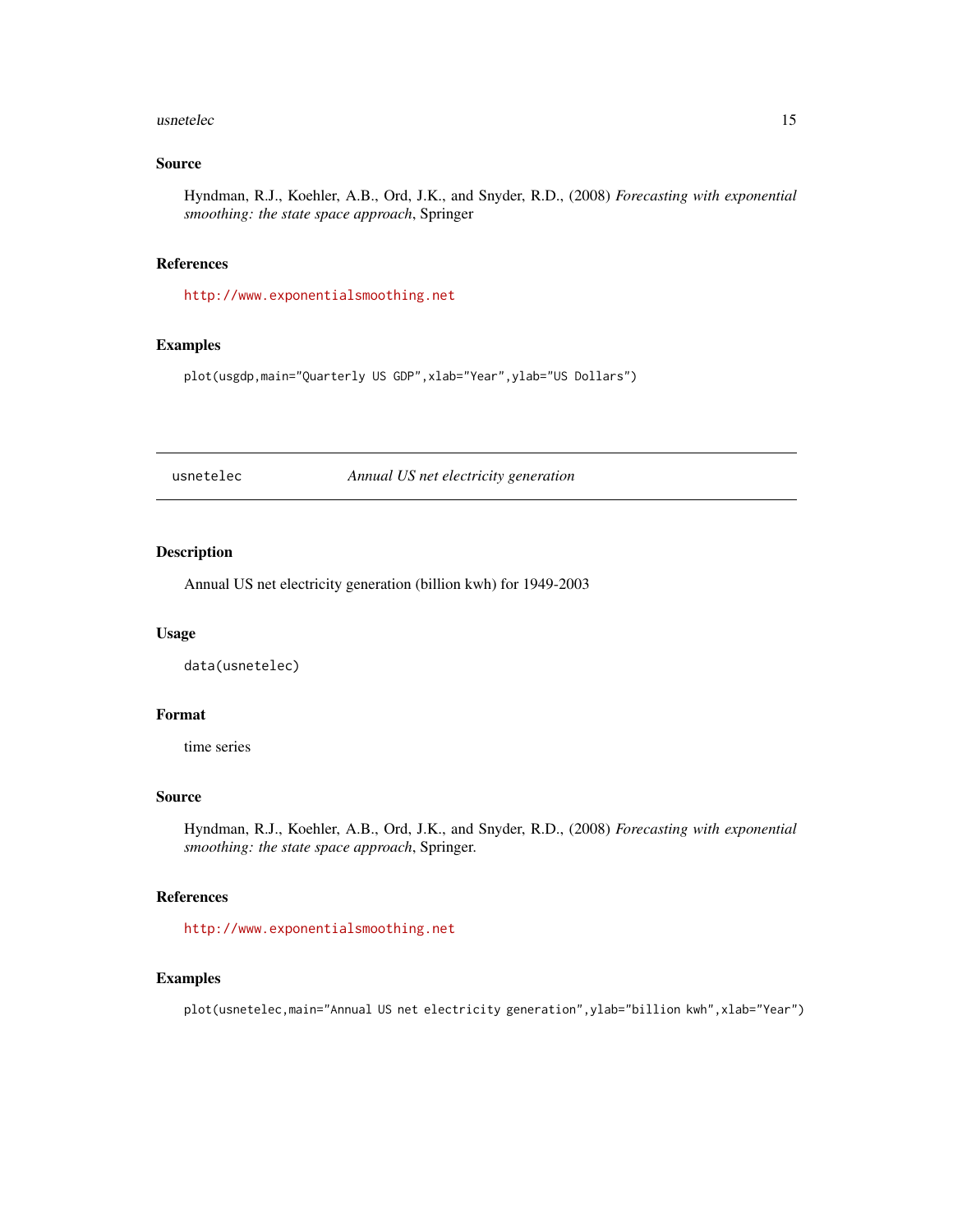### Source

Hyndman, R.J., Koehler, A.B., Ord, J.K., and Snyder, R.D., (2008) *Forecasting with exponential smoothing: the state space approach*, Springer

### References

http://www.exponentialsmoothing.net

### Examples

```
plot(usgdp,main="Quarterly US GDP",xlab="Year",ylab="US Dollars")
```

---

## usnetelec — *Annual US net electricity generation*

---

### Description

Annual US net electricity generation (billion kwh) for 1949-2003

### Usage

```
data(usnetelec)
```

### Format

time series

### Source

Hyndman, R.J., Koehler, A.B., Ord, J.K., and Snyder, R.D., (2008) *Forecasting with exponential smoothing: the state space approach*, Springer.

### References

http://www.exponentialsmoothing.net

### Examples

```
plot(usnetelec,main="Annual US net electricity generation",ylab="billion kwh",xlab="Year")
```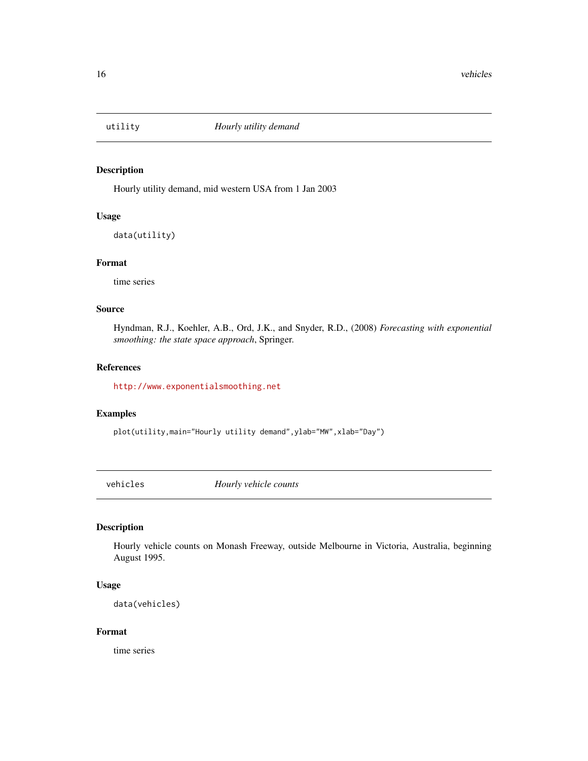## utility — *Hourly utility demand*

### Description

Hourly utility demand, mid western USA from 1 Jan 2003

### Usage

```
data(utility)
```

### Format

time series

### Source

Hyndman, R.J., Koehler, A.B., Ord, J.K., and Snyder, R.D., (2008) *Forecasting with exponential smoothing: the state space approach*, Springer.

### References

http://www.exponentialsmoothing.net

### Examples

```
plot(utility,main="Hourly utility demand",ylab="MW",xlab="Day")
```

## vehicles — *Hourly vehicle counts*

### Description

Hourly vehicle counts on Monash Freeway, outside Melbourne in Victoria, Australia, beginning August 1995.

### Usage

```
data(vehicles)
```

### Format

time series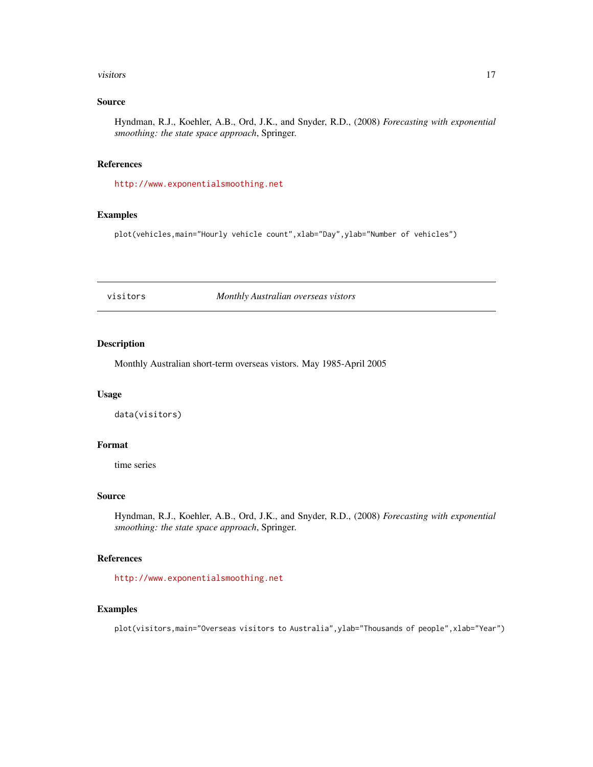### Source

Hyndman, R.J., Koehler, A.B., Ord, J.K., and Snyder, R.D., (2008) *Forecasting with exponential smoothing: the state space approach*, Springer.

### References

http://www.exponentialsmoothing.net

### Examples

```
plot(vehicles,main="Hourly vehicle count",xlab="Day",ylab="Number of vehicles")
```

---

## visitors — *Monthly Australian overseas vistors*

### Description

Monthly Australian short-term overseas vistors. May 1985-April 2005

### Usage

```
data(visitors)
```

### Format

time series

### Source

Hyndman, R.J., Koehler, A.B., Ord, J.K., and Snyder, R.D., (2008) *Forecasting with exponential smoothing: the state space approach*, Springer.

### References

http://www.exponentialsmoothing.net

### Examples

```
plot(visitors,main="Overseas visitors to Australia",ylab="Thousands of people",xlab="Year")
```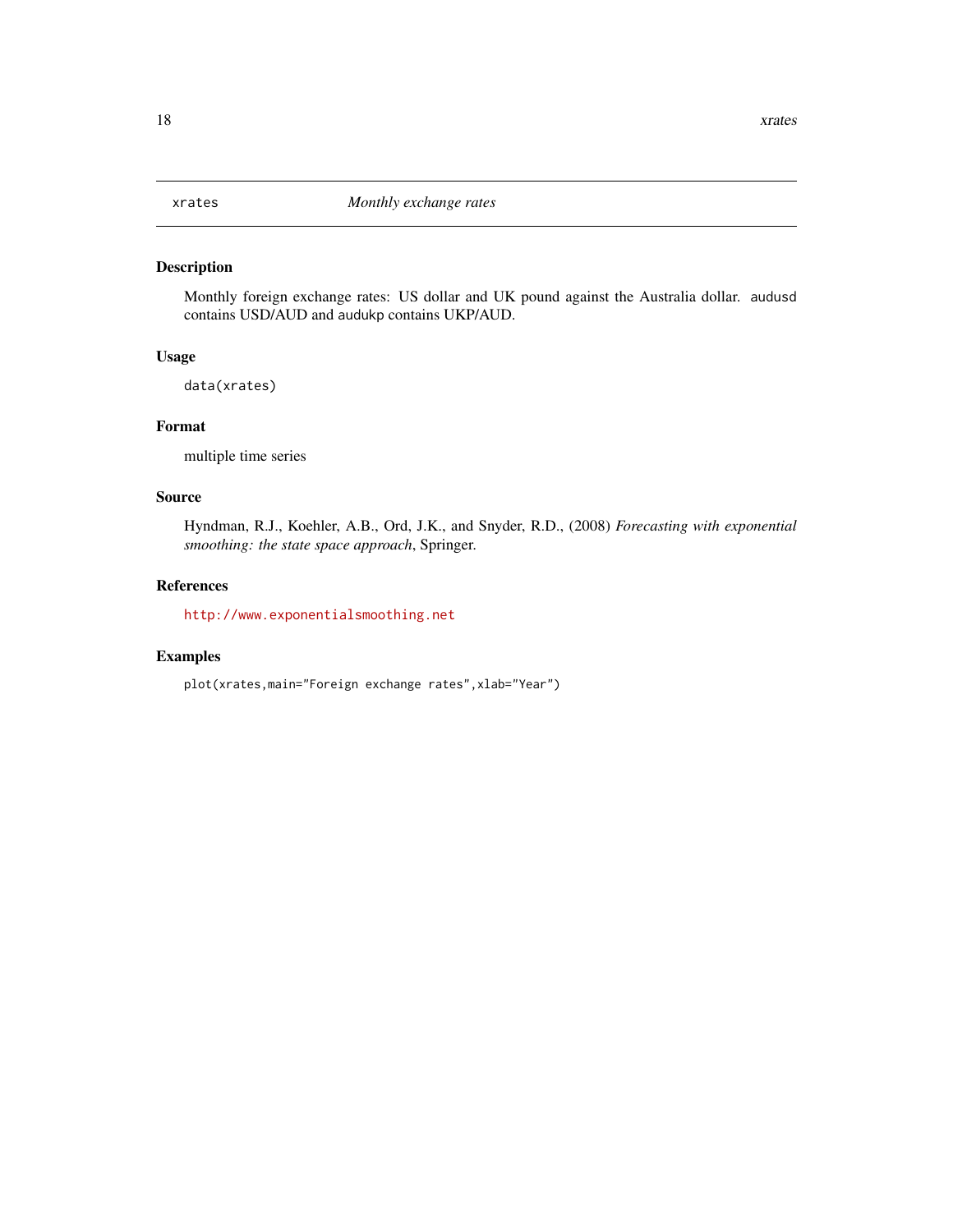# xrates — *Monthly exchange rates*

## Description

Monthly foreign exchange rates: US dollar and UK pound against the Australia dollar. `audusd` contains USD/AUD and `audukp` contains UKP/AUD.

## Usage

```
data(xrates)
```

## Format

multiple time series

## Source

Hyndman, R.J., Koehler, A.B., Ord, J.K., and Snyder, R.D., (2008) *Forecasting with exponential smoothing: the state space approach*, Springer.

## References

http://www.exponentialsmoothing.net

## Examples

```
plot(xrates,main="Foreign exchange rates",xlab="Year")
```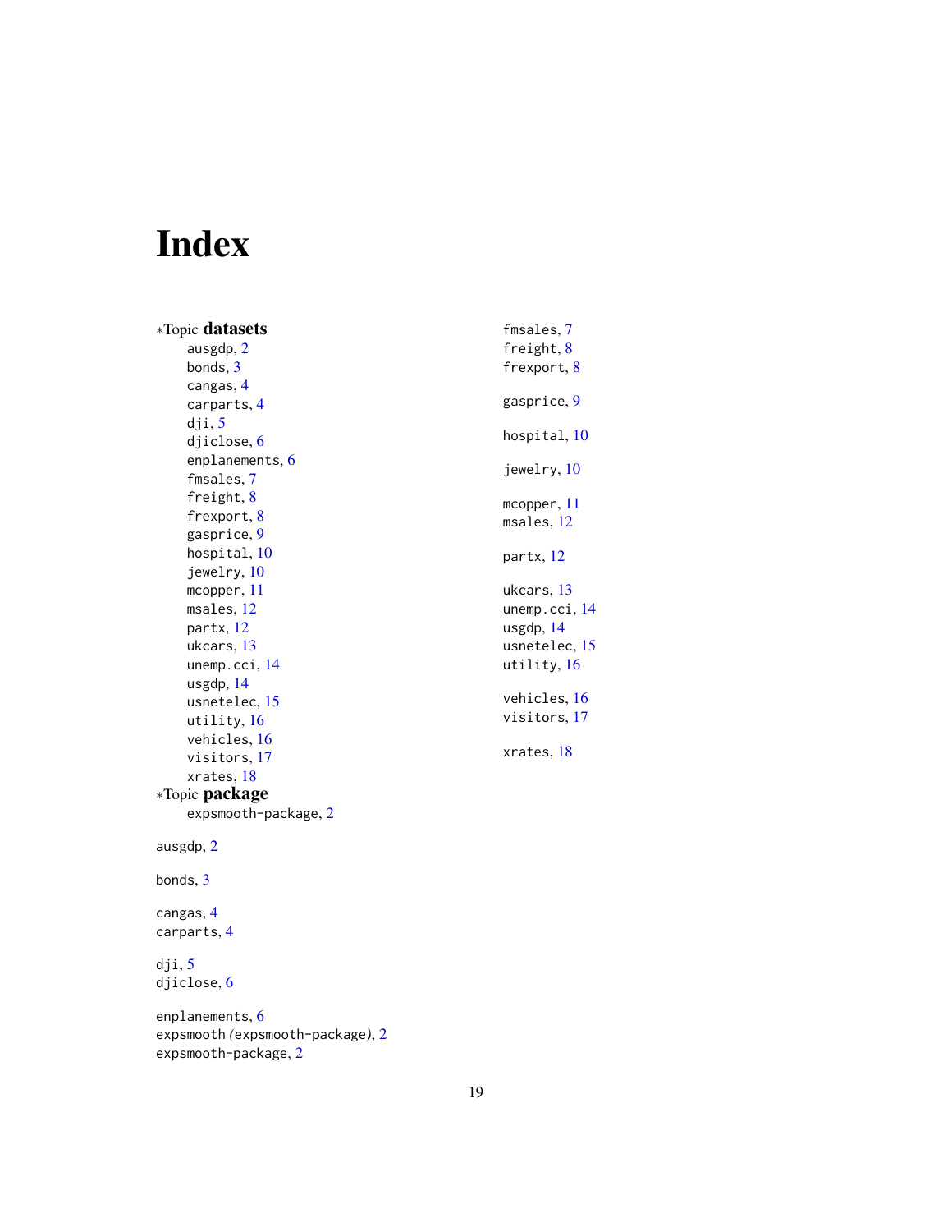# Index

*Topic **datasets**
- ausgdp, 2
- bonds, 3
- cangas, 4
- carparts, 4
- dji, 5
- djiclose, 6
- enplanements, 6
- fmsales, 7
- freight, 8
- frexport, 8
- gasprice, 9
- hospital, 10
- jewelry, 10
- mcopper, 11
- msales, 12
- partx, 12
- ukcars, 13
- unemp.cci, 14
- usgdp, 14
- usnetelec, 15
- utility, 16
- vehicles, 16
- visitors, 17
- xrates, 18

*Topic **package**
- expsmooth-package, 2

ausgdp, 2

bonds, 3

cangas, 4
carparts, 4

dji, 5
djiclose, 6

enplanements, 6
expsmooth *(*expsmooth-package*)*, 2
expsmooth-package, 2

fmsales, 7
freight, 8
frexport, 8

gasprice, 9

hospital, 10

jewelry, 10

mcopper, 11
msales, 12

partx, 12

ukcars, 13
unemp.cci, 14
usgdp, 14
usnetelec, 15
utility, 16

vehicles, 16
visitors, 17

xrates, 18